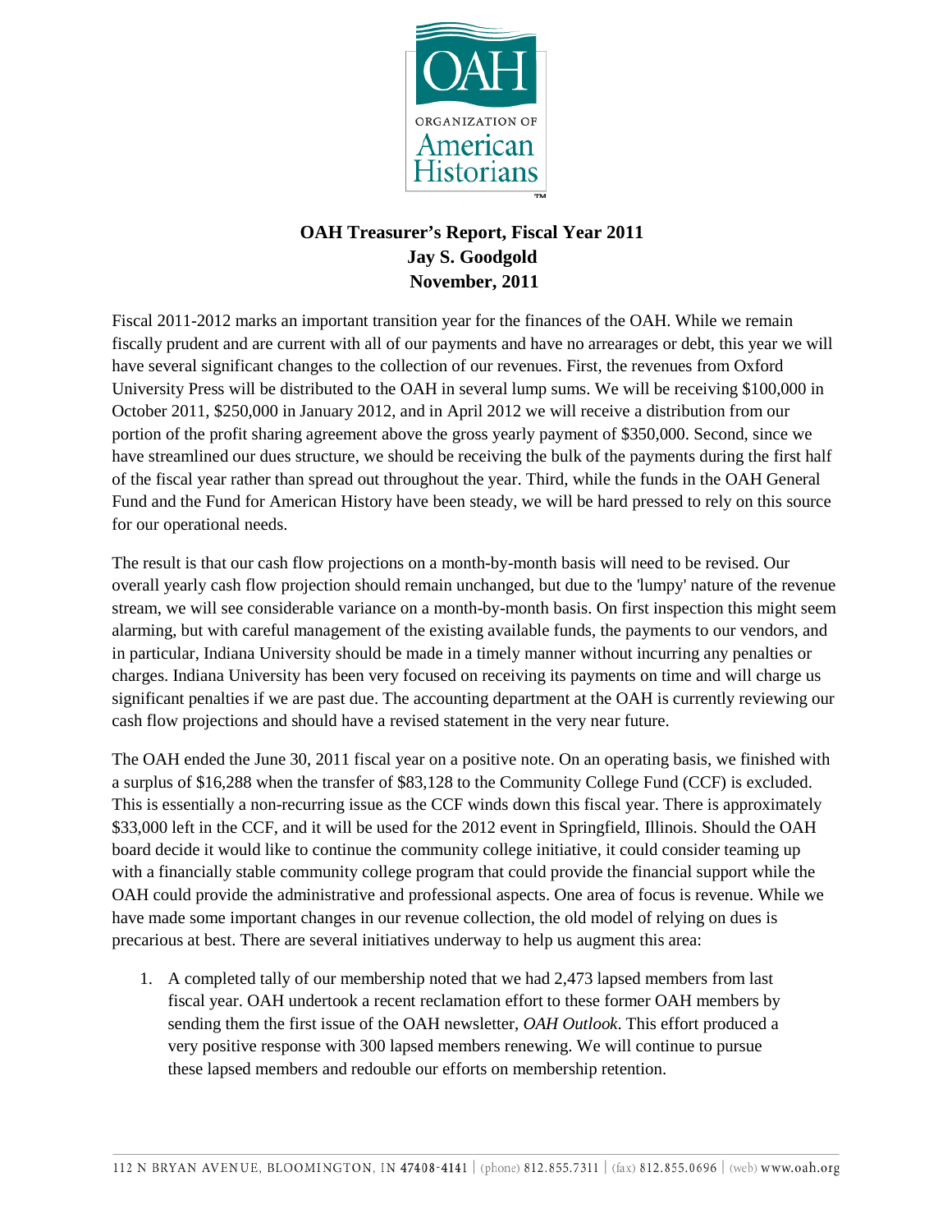# OAH Treasurer's Report, Fiscal Year 2011
## Jay S. Goodgold
## November, 2011

Fiscal 2011-2012 marks an important transition year for the finances of the OAH. While we remain fiscally prudent and are current with all of our payments and have no arrearages or debt, this year we will have several significant changes to the collection of our revenues. First, the revenues from Oxford University Press will be distributed to the OAH in several lump sums. We will be receiving $100,000 in October 2011, $250,000 in January 2012, and in April 2012 we will receive a distribution from our portion of the profit sharing agreement above the gross yearly payment of $350,000. Second, since we have streamlined our dues structure, we should be receiving the bulk of the payments during the first half of the fiscal year rather than spread out throughout the year. Third, while the funds in the OAH General Fund and the Fund for American History have been steady, we will be hard pressed to rely on this source for our operational needs.

The result is that our cash flow projections on a month-by-month basis will need to be revised. Our overall yearly cash flow projection should remain unchanged, but due to the 'lumpy' nature of the revenue stream, we will see considerable variance on a month-by-month basis. On first inspection this might seem alarming, but with careful management of the existing available funds, the payments to our vendors, and in particular, Indiana University should be made in a timely manner without incurring any penalties or charges. Indiana University has been very focused on receiving its payments on time and will charge us significant penalties if we are past due. The accounting department at the OAH is currently reviewing our cash flow projections and should have a revised statement in the very near future.

The OAH ended the June 30, 2011 fiscal year on a positive note. On an operating basis, we finished with a surplus of $16,288 when the transfer of $83,128 to the Community College Fund (CCF) is excluded. This is essentially a non-recurring issue as the CCF winds down this fiscal year. There is approximately $33,000 left in the CCF, and it will be used for the 2012 event in Springfield, Illinois. Should the OAH board decide it would like to continue the community college initiative, it could consider teaming up with a financially stable community college program that could provide the financial support while the OAH could provide the administrative and professional aspects. One area of focus is revenue. While we have made some important changes in our revenue collection, the old model of relying on dues is precarious at best. There are several initiatives underway to help us augment this area:

1. A completed tally of our membership noted that we had 2,473 lapsed members from last fiscal year. OAH undertook a recent reclamation effort to these former OAH members by sending them the first issue of the OAH newsletter, *OAH Outlook*. This effort produced a very positive response with 300 lapsed members renewing. We will continue to pursue these lapsed members and redouble our efforts on membership retention.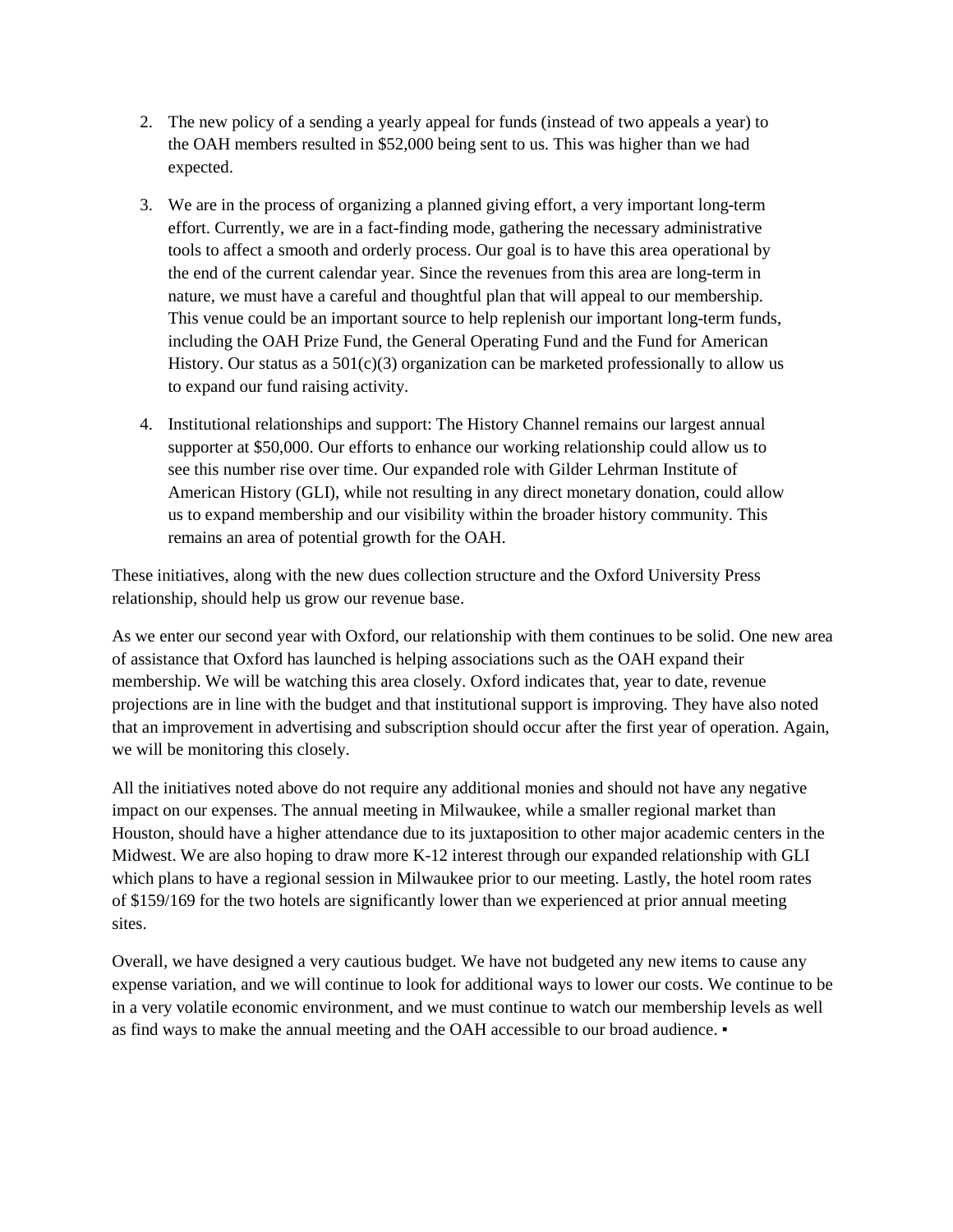2. The new policy of a sending a yearly appeal for funds (instead of two appeals a year) to the OAH members resulted in $52,000 being sent to us. This was higher than we had expected.

3. We are in the process of organizing a planned giving effort, a very important long-term effort. Currently, we are in a fact-finding mode, gathering the necessary administrative tools to affect a smooth and orderly process. Our goal is to have this area operational by the end of the current calendar year. Since the revenues from this area are long-term in nature, we must have a careful and thoughtful plan that will appeal to our membership. This venue could be an important source to help replenish our important long-term funds, including the OAH Prize Fund, the General Operating Fund and the Fund for American History. Our status as a 501(c)(3) organization can be marketed professionally to allow us to expand our fund raising activity.

4. Institutional relationships and support: The History Channel remains our largest annual supporter at $50,000. Our efforts to enhance our working relationship could allow us to see this number rise over time. Our expanded role with Gilder Lehrman Institute of American History (GLI), while not resulting in any direct monetary donation, could allow us to expand membership and our visibility within the broader history community. This remains an area of potential growth for the OAH.

These initiatives, along with the new dues collection structure and the Oxford University Press relationship, should help us grow our revenue base.

As we enter our second year with Oxford, our relationship with them continues to be solid. One new area of assistance that Oxford has launched is helping associations such as the OAH expand their membership. We will be watching this area closely. Oxford indicates that, year to date, revenue projections are in line with the budget and that institutional support is improving. They have also noted that an improvement in advertising and subscription should occur after the first year of operation. Again, we will be monitoring this closely.

All the initiatives noted above do not require any additional monies and should not have any negative impact on our expenses. The annual meeting in Milwaukee, while a smaller regional market than Houston, should have a higher attendance due to its juxtaposition to other major academic centers in the Midwest. We are also hoping to draw more K-12 interest through our expanded relationship with GLI which plans to have a regional session in Milwaukee prior to our meeting. Lastly, the hotel room rates of $159/169 for the two hotels are significantly lower than we experienced at prior annual meeting sites.

Overall, we have designed a very cautious budget. We have not budgeted any new items to cause any expense variation, and we will continue to look for additional ways to lower our costs. We continue to be in a very volatile economic environment, and we must continue to watch our membership levels as well as find ways to make the annual meeting and the OAH accessible to our broad audience. ▪